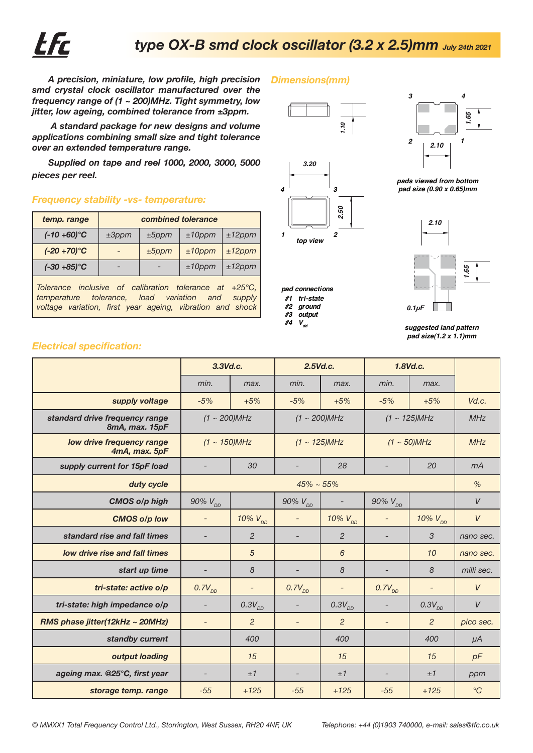# type OX-B smd clock oscillator (3.2 x 2.5)mm

*July 24th 2021*

***A precision, miniature, low profile, high precision smd crystal clock oscillator manufactured over the frequency range of (1 ~ 200)MHz. Tight symmetry, low jitter, low ageing, combined tolerance from ±3ppm.***

***A standard package for new designs and volume applications combining small size and tight tolerance over an extended temperature range.***

***Supplied on tape and reel 1000, 2000, 3000, 5000 pieces per reel.***

## Frequency stability -vs- temperature:

| temp. range | combined tolerance | | | |
|---|---|---|---|---|
| (-10 +60)°C | ±3ppm | ±5ppm | ±10ppm | ±12ppm |
| (-20 +70)°C | - | ±5ppm | ±10ppm | ±12ppm |
| (-30 +85)°C | - | - | ±10ppm | ±12ppm |

*Tolerance inclusive of calibration tolerance at +25°C, temperature tolerance, load variation and supply voltage variation, first year ageing, vibration and shock*

## Dimensions(mm)

1.10

3.20

2.50

top view

3 4 2 1

1.65

2.10

pads viewed from bottom
pad size (0.90 x 0.65)mm

**pad connections**
- #1 tri-state
- #2 ground
- #3 output
- #4 $V_{dd}$

2.10

1.65

0.1µF

suggested land pattern
pad size(1.2 x 1.1)mm

## Electrical specification:

| | 3.3Vd.c. | | 2.5Vd.c. | | 1.8Vd.c. | | |
|---|---|---|---|---|---|---|---|
| | min. | max. | min. | max. | min. | max. | |
| supply voltage | -5% | +5% | -5% | +5% | -5% | +5% | Vd.c. |
| standard drive frequency range 8mA, max. 15pF | (1 ~ 200)MHz | | (1 ~ 200)MHz | | (1 ~ 125)MHz | | MHz |
| low drive frequency range 4mA, max. 5pF | (1 ~ 150)MHz | | (1 ~ 125)MHz | | (1 ~ 50)MHz | | MHz |
| supply current for 15pF load | - | 30 | - | 28 | - | 20 | mA |
| duty cycle | 45% ~ 55% | | | | | | % |
| CMOS o/p high | 90% $V_{DD}$ | | 90% $V_{DD}$ | - | 90% $V_{DD}$ | | V |
| CMOS o/p low | - | 10% $V_{DD}$ | - | 10% $V_{DD}$ | - | 10% $V_{DD}$ | V |
| standard rise and fall times | - | 2 | - | 2 | - | 3 | nano sec. |
| low drive rise and fall times | | 5 | | 6 | | 10 | nano sec. |
| start up time | - | 8 | - | 8 | - | 8 | milli sec. |
| tri-state: active o/p | $0.7V_{DD}$ | - | $0.7V_{DD}$ | - | $0.7V_{DD}$ | - | V |
| tri-state: high impedance o/p | - | $0.3V_{DD}$ | - | $0.3V_{DD}$ | - | $0.3V_{DD}$ | V |
| RMS phase jitter(12kHz ~ 20MHz) | - | 2 | - | 2 | - | 2 | pico sec. |
| standby current | | 400 | | 400 | | 400 | µA |
| output loading | | 15 | | 15 | | 15 | pF |
| ageing max. @25°C, first year | - | ±1 | - | ±1 | - | ±1 | ppm |
| storage temp. range | -55 | +125 | -55 | +125 | -55 | +125 | °C |

© MMXX1 Total Frequency Control Ltd., Storrington, West Sussex, RH20 4NF, UK    Telephone: +44 (0)1903 740000, e-mail: sales@tfc.co.uk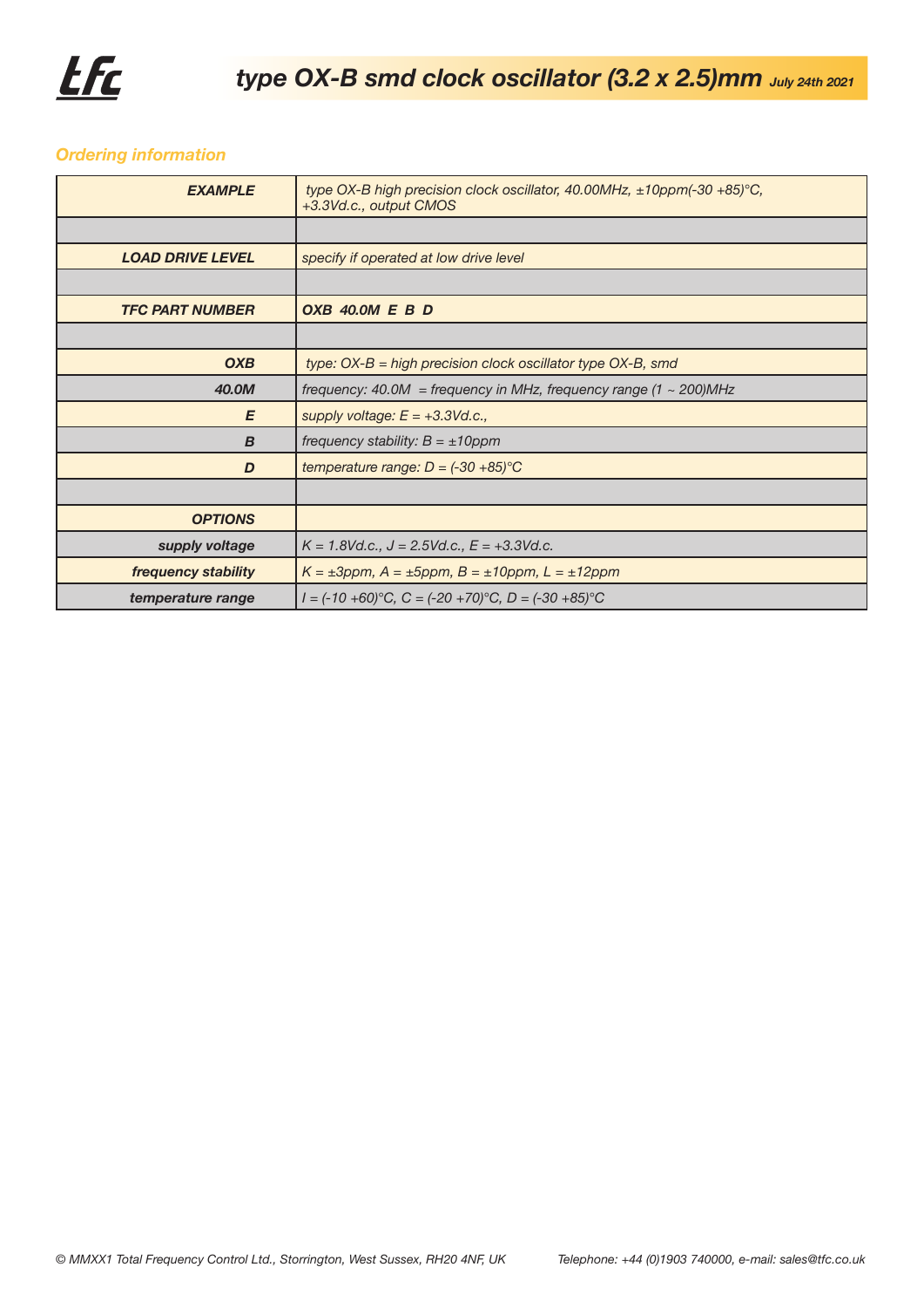# type OX-B smd clock oscillator (3.2 x 2.5)mm *July 24th 2021*

## *Ordering information*

| | |
|---|---|
| ***EXAMPLE*** | *type OX-B high precision clock oscillator, 40.00MHz, ±10ppm(-30 +85)°C, +3.3Vd.c., output CMOS* |
| | |
| ***LOAD DRIVE LEVEL*** | *specify if operated at low drive level* |
| | |
| ***TFC PART NUMBER*** | ***OXB 40.0M E B D*** |
| | |
| ***OXB*** | *type: OX-B = high precision clock oscillator type OX-B, smd* |
| ***40.0M*** | *frequency: 40.0M = frequency in MHz, frequency range (1 ~ 200)MHz* |
| ***E*** | *supply voltage: E = +3.3Vd.c.,* |
| ***B*** | *frequency stability: B = ±10ppm* |
| ***D*** | *temperature range: D = (-30 +85)°C* |
| | |
| ***OPTIONS*** | |
| ***supply voltage*** | *K = 1.8Vd.c., J = 2.5Vd.c., E = +3.3Vd.c.* |
| ***frequency stability*** | *K = ±3ppm, A = ±5ppm, B = ±10ppm, L = ±12ppm* |
| ***temperature range*** | *I = (-10 +60)°C, C = (-20 +70)°C, D = (-30 +85)°C* |

*© MMXX1 Total Frequency Control Ltd., Storrington, West Sussex, RH20 4NF, UK*

*Telephone: +44 (0)1903 740000, e-mail: sales@tfc.co.uk*